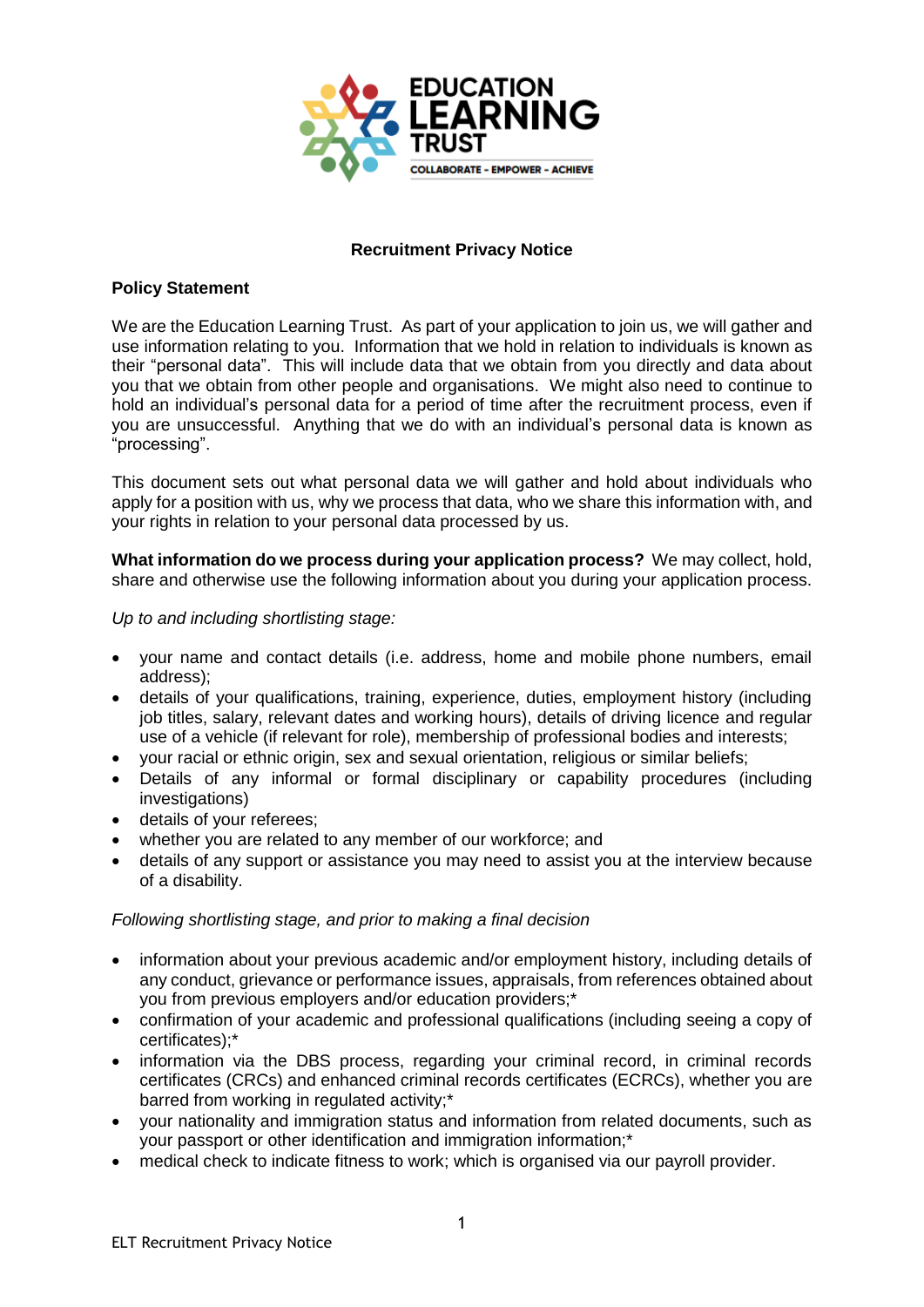EDUCATION LEARNING TRUST

COLLABORATE - EMPOWER - ACHIEVE

# Recruitment Privacy Notice

## Policy Statement

We are the Education Learning Trust. As part of your application to join us, we will gather and use information relating to you. Information that we hold in relation to individuals is known as their "personal data". This will include data that we obtain from you directly and data about you that we obtain from other people and organisations. We might also need to continue to hold an individual's personal data for a period of time after the recruitment process, even if you are unsuccessful. Anything that we do with an individual's personal data is known as "processing".

This document sets out what personal data we will gather and hold about individuals who apply for a position with us, why we process that data, who we share this information with, and your rights in relation to your personal data processed by us.

**What information do we process during your application process?** We may collect, hold, share and otherwise use the following information about you during your application process.

*Up to and including shortlisting stage:*

- your name and contact details (i.e. address, home and mobile phone numbers, email address);
- details of your qualifications, training, experience, duties, employment history (including job titles, salary, relevant dates and working hours), details of driving licence and regular use of a vehicle (if relevant for role), membership of professional bodies and interests;
- your racial or ethnic origin, sex and sexual orientation, religious or similar beliefs;
- Details of any informal or formal disciplinary or capability procedures (including investigations)
- details of your referees;
- whether you are related to any member of our workforce; and
- details of any support or assistance you may need to assist you at the interview because of a disability.

*Following shortlisting stage, and prior to making a final decision*

- information about your previous academic and/or employment history, including details of any conduct, grievance or performance issues, appraisals, from references obtained about you from previous employers and/or education providers;*
- confirmation of your academic and professional qualifications (including seeing a copy of certificates);*
- information via the DBS process, regarding your criminal record, in criminal records certificates (CRCs) and enhanced criminal records certificates (ECRCs), whether you are barred from working in regulated activity;*
- your nationality and immigration status and information from related documents, such as your passport or other identification and immigration information;*
- medical check to indicate fitness to work; which is organised via our payroll provider.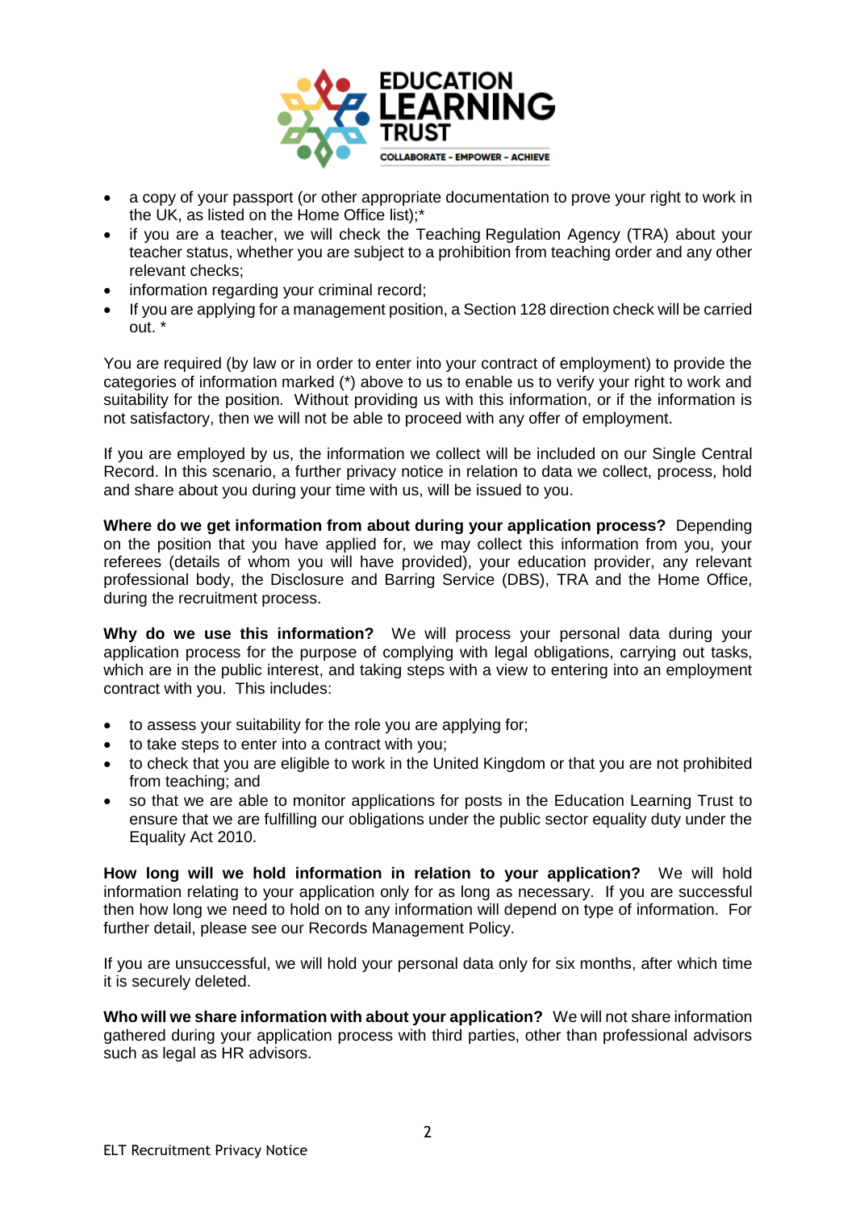- a copy of your passport (or other appropriate documentation to prove your right to work in the UK, as listed on the Home Office list);*
- if you are a teacher, we will check the Teaching Regulation Agency (TRA) about your teacher status, whether you are subject to a prohibition from teaching order and any other relevant checks;
- information regarding your criminal record;
- If you are applying for a management position, a Section 128 direction check will be carried out. *

You are required (by law or in order to enter into your contract of employment) to provide the categories of information marked (*) above to us to enable us to verify your right to work and suitability for the position. Without providing us with this information, or if the information is not satisfactory, then we will not be able to proceed with any offer of employment.

If you are employed by us, the information we collect will be included on our Single Central Record. In this scenario, a further privacy notice in relation to data we collect, process, hold and share about you during your time with us, will be issued to you.

**Where do we get information from about during your application process?** Depending on the position that you have applied for, we may collect this information from you, your referees (details of whom you will have provided), your education provider, any relevant professional body, the Disclosure and Barring Service (DBS), TRA and the Home Office, during the recruitment process.

**Why do we use this information?** We will process your personal data during your application process for the purpose of complying with legal obligations, carrying out tasks, which are in the public interest, and taking steps with a view to entering into an employment contract with you. This includes:

- to assess your suitability for the role you are applying for;
- to take steps to enter into a contract with you;
- to check that you are eligible to work in the United Kingdom or that you are not prohibited from teaching; and
- so that we are able to monitor applications for posts in the Education Learning Trust to ensure that we are fulfilling our obligations under the public sector equality duty under the Equality Act 2010.

**How long will we hold information in relation to your application?** We will hold information relating to your application only for as long as necessary. If you are successful then how long we need to hold on to any information will depend on type of information. For further detail, please see our Records Management Policy.

If you are unsuccessful, we will hold your personal data only for six months, after which time it is securely deleted.

**Who will we share information with about your application?** We will not share information gathered during your application process with third parties, other than professional advisors such as legal as HR advisors.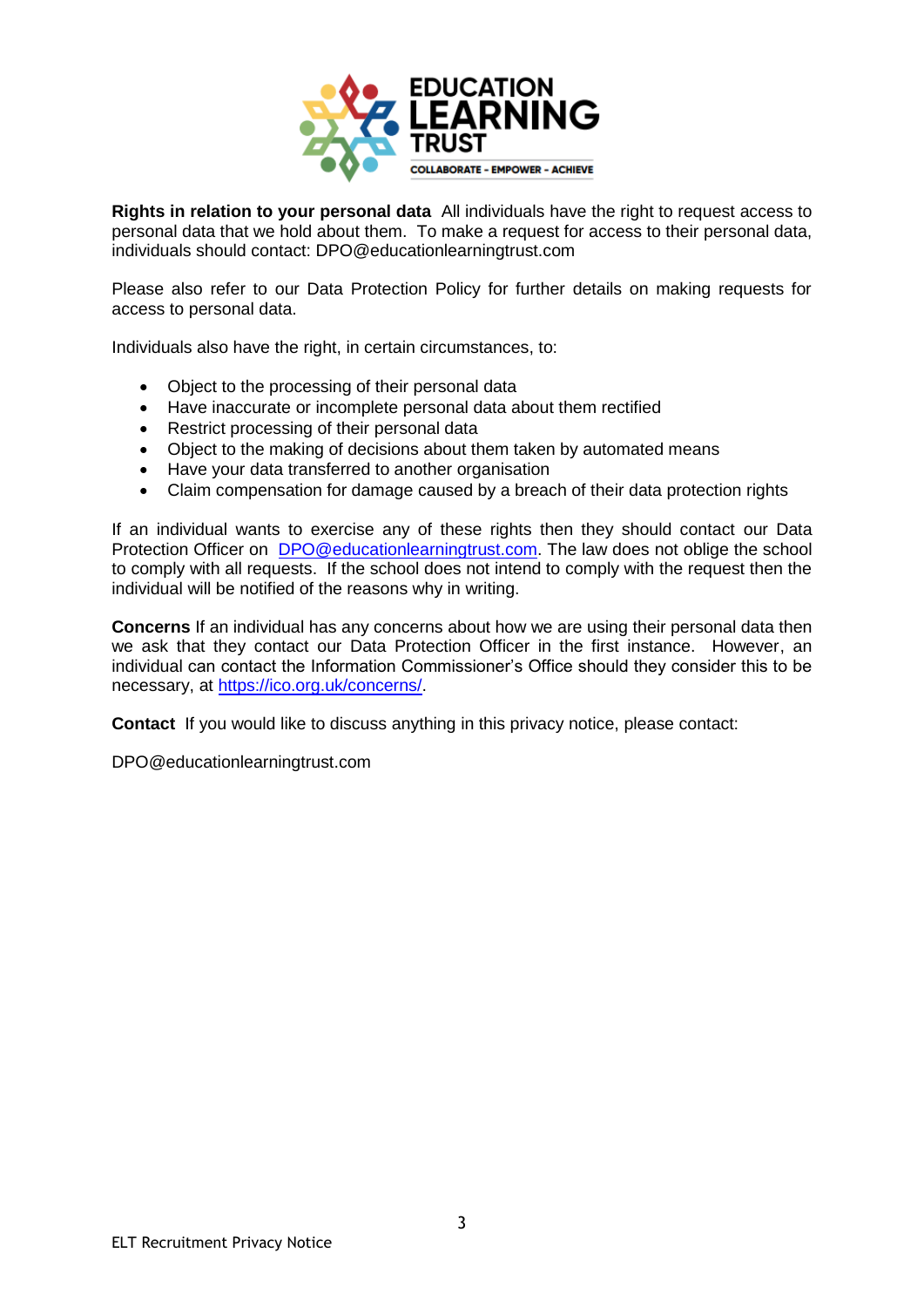**Rights in relation to your personal data** All individuals have the right to request access to personal data that we hold about them. To make a request for access to their personal data, individuals should contact: DPO@educationlearningtrust.com

Please also refer to our Data Protection Policy for further details on making requests for access to personal data.

Individuals also have the right, in certain circumstances, to:

- Object to the processing of their personal data
- Have inaccurate or incomplete personal data about them rectified
- Restrict processing of their personal data
- Object to the making of decisions about them taken by automated means
- Have your data transferred to another organisation
- Claim compensation for damage caused by a breach of their data protection rights

If an individual wants to exercise any of these rights then they should contact our Data Protection Officer on [DPO@educationlearningtrust.com](mailto:DPO@educationlearningtrust.com). The law does not oblige the school to comply with all requests. If the school does not intend to comply with the request then the individual will be notified of the reasons why in writing.

**Concerns** If an individual has any concerns about how we are using their personal data then we ask that they contact our Data Protection Officer in the first instance. However, an individual can contact the Information Commissioner's Office should they consider this to be necessary, at [https://ico.org.uk/concerns/](https://ico.org.uk/concerns/).

**Contact** If you would like to discuss anything in this privacy notice, please contact:

DPO@educationlearningtrust.com